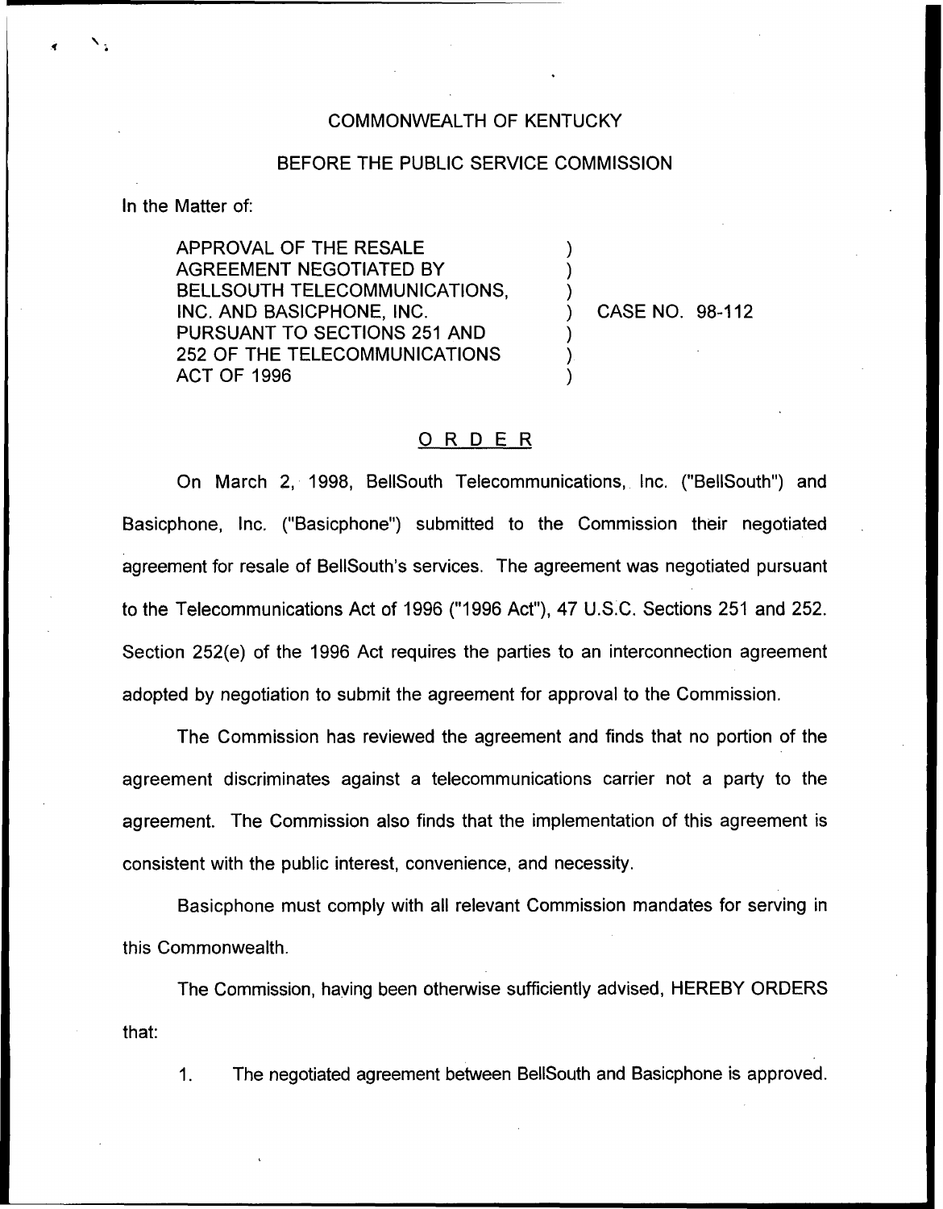COMMONWEALTH OF KENTUCKY

BEFORE THE PUBLIC SERVICE COMMISSION

In the Matter of:

APPROVAL OF THE RESALE AGREEMENT NEGOTIATED BY BELLSOUTH TELECOMMUNICATIONS, INC. AND BASICPHONE, INC. PURSUANT TO SECTIONS 251 AND 252 OF THE TELECOMMUNICATIONS ACT OF 1996 ) CASE NO. 98-112

## ORDER

On March 2, 1998, BellSouth Telecommunications, Inc. ("BellSouth") and Basicphone, Inc. ("Basicphone") submitted to the Commission their negotiated agreement for resale of BellSouth's services. The agreement was negotiated pursuant to the Telecommunications Act of 1996 ("1996 Act"), 47 U.S.C. Sections 251 and 252. Section 252(e) of the 1996 Act requires the parties to an interconnection agreement adopted by negotiation to submit the agreement for approval to the Commission.

The Commission has reviewed the agreement and finds that no portion of the agreement discriminates against a telecommunications carrier not a party to the agreement. The Commission also finds that the implementation of this agreement is consistent with the public interest, convenience, and necessity.

Basicphone must comply with all relevant Commission mandates for serving in this Commonwealth.

The Commission, having been otherwise sufficiently advised, HEREBY ORDERS that:

1. The negotiated agreement between BellSouth and Basicphone is approved.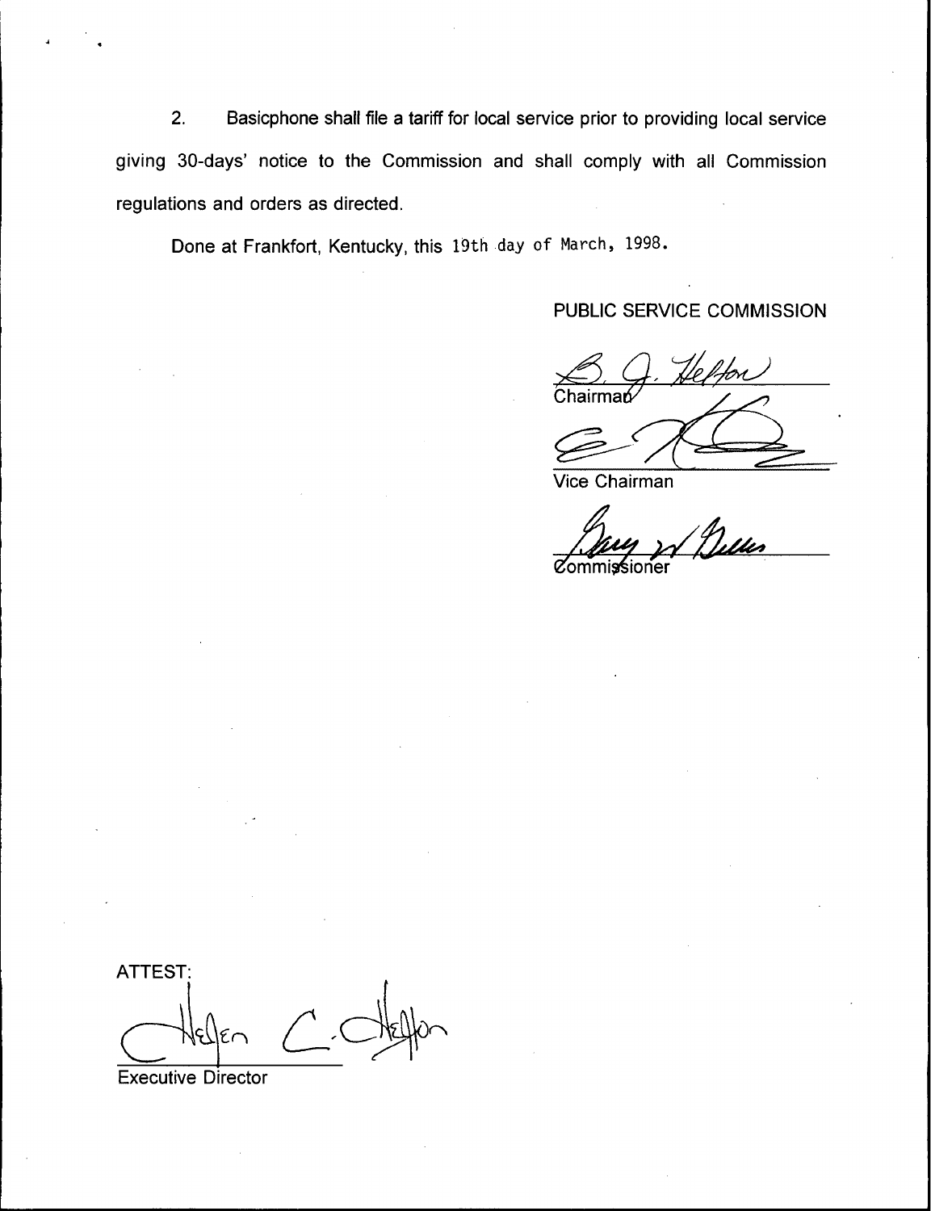2. Basicphone shall file a tariff for local service prior to providing local service giving 30-days' notice to the Commission and shall comply with all Commission regulations and orders as directed.

Done at Frankfort, Kentucky, this 19th day of March, 1998.

PUBLIC SERVICE COMMISSION

Chairman

Vice Chairman

Commissioner

ATTEST:

Executive Director